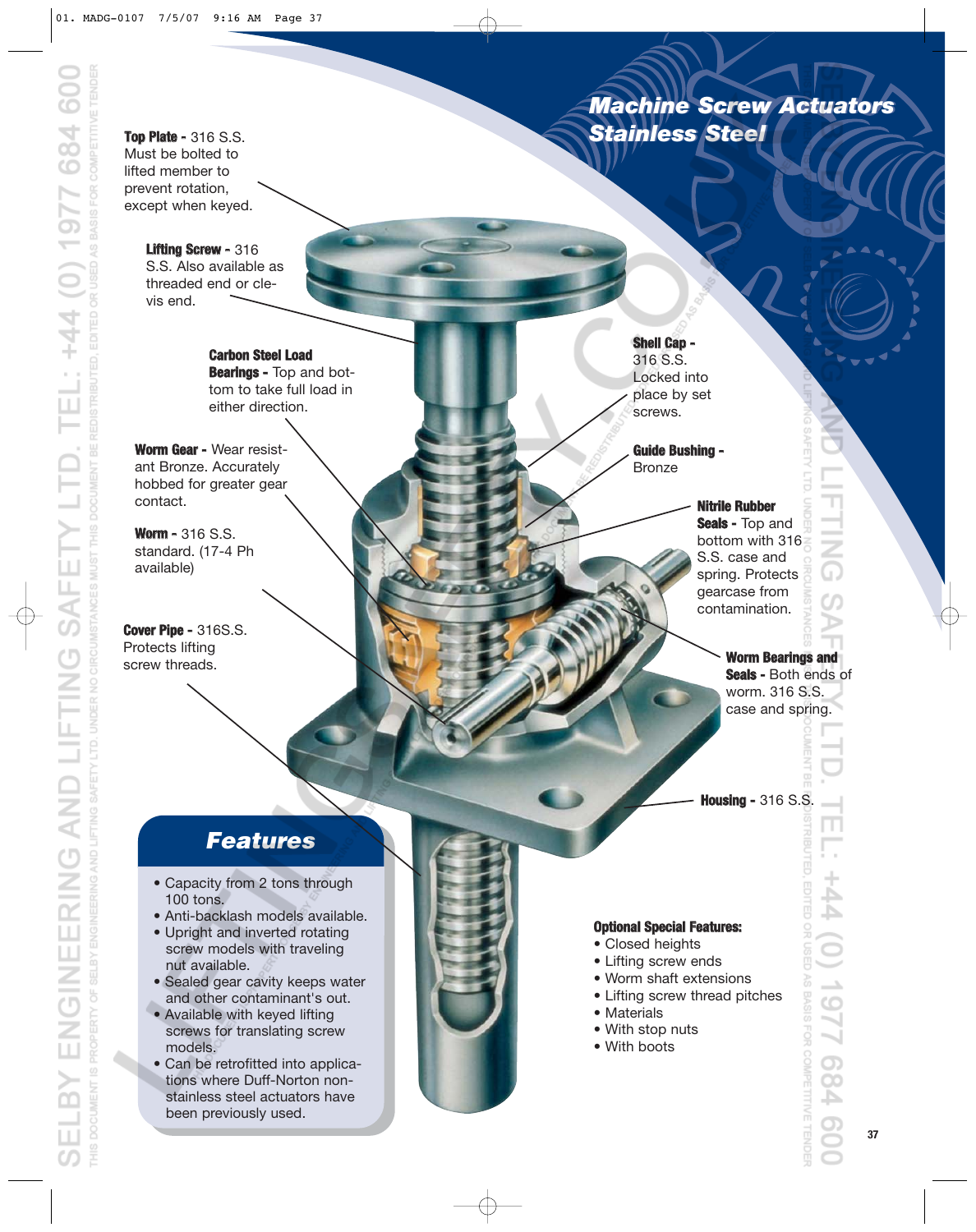# Machine Screw Actuators Stainless Steel

**Top Plate -** 316 S.S. Must be bolted to lifted member to prevent rotation, except when keyed.

**Lifting Screw -** 316 S.S. Also available as threaded end or clevis end.

**Carbon Steel Load Bearings -** Top and bottom to take full load in either direction.

**Worm Gear -** Wear resistant Bronze. Accurately hobbed for greater gear contact.

**Worm -** 316 S.S. standard. (17-4 Ph available)

**Cover Pipe -** 316S.S. Protects lifting screw threads.

**Shell Cap -** 316 S.S. Locked into place by set screws.

**Guide Bushing -** Bronze

**Nitrile Rubber Seals -** Top and bottom with 316 S.S. case and spring. Protects gearcase from contamination.

**Worm Bearings and Seals -** Both ends of worm. 316 S.S. case and spring.

**Housing -** 316 S.S.

## Features

- Capacity from 2 tons through 100 tons.
- Anti-backlash models available.
- Upright and inverted rotating screw models with traveling nut available.
- Sealed gear cavity keeps water and other contaminant's out.
- Available with keyed lifting screws for translating screw models.
- Can be retrofitted into applications where Duff-Norton non-stainless steel actuators have been previously used.

**Optional Special Features:**

- Closed heights
- Lifting screw ends
- Worm shaft extensions
- Lifting screw thread pitches
- Materials
- With stop nuts
- With boots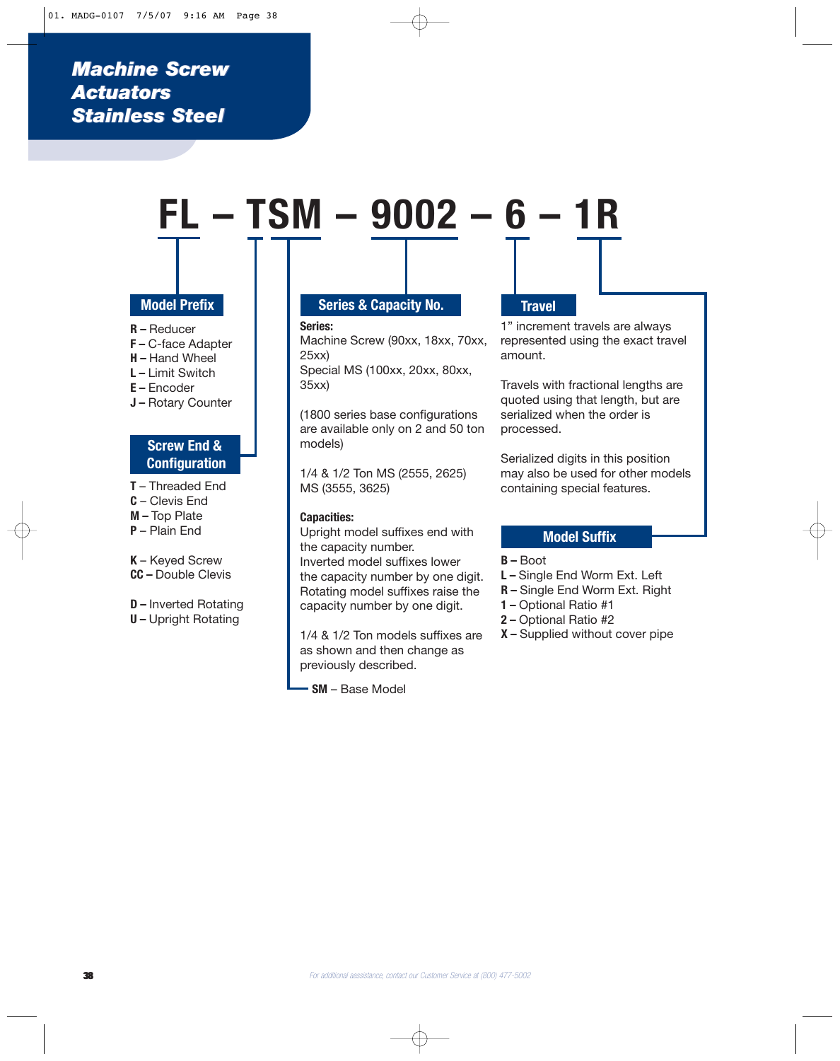# Machine Screw Actuators Stainless Steel

## FL – TSM – 9002 – 6 – 1R

### Model Prefix

**R –** Reducer
**F –** C-face Adapter
**H –** Hand Wheel
**L –** Limit Switch
**E –** Encoder
**J –** Rotary Counter

### Screw End & Configuration

**T** – Threaded End
**C** – Clevis End
**M –** Top Plate
**P** – Plain End

**K** – Keyed Screw
**CC –** Double Clevis

**D –** Inverted Rotating
**U –** Upright Rotating

### Series & Capacity No.

**Series:**
Machine Screw (90xx, 18xx, 70xx, 25xx)
Special MS (100xx, 20xx, 80xx, 35xx)

(1800 series base configurations are available only on 2 and 50 ton models)

1/4 & 1/2 Ton MS (2555, 2625)
MS (3555, 3625)

**Capacities:**
Upright model suffixes end with the capacity number.
Inverted model suffixes lower the capacity number by one digit.
Rotating model suffixes raise the capacity number by one digit.

1/4 & 1/2 Ton models suffixes are as shown and then change as previously described.

**SM** – Base Model

### Travel

1" increment travels are always represented using the exact travel amount.

Travels with fractional lengths are quoted using that length, but are serialized when the order is processed.

Serialized digits in this position may also be used for other models containing special features.

### Model Suffix

**B –** Boot
**L –** Single End Worm Ext. Left
**R –** Single End Worm Ext. Right
**1 –** Optional Ratio #1
**2 –** Optional Ratio #2
**X –** Supplied without cover pipe

For additional aassistance, contact our Customer Service at (800) 477-5002